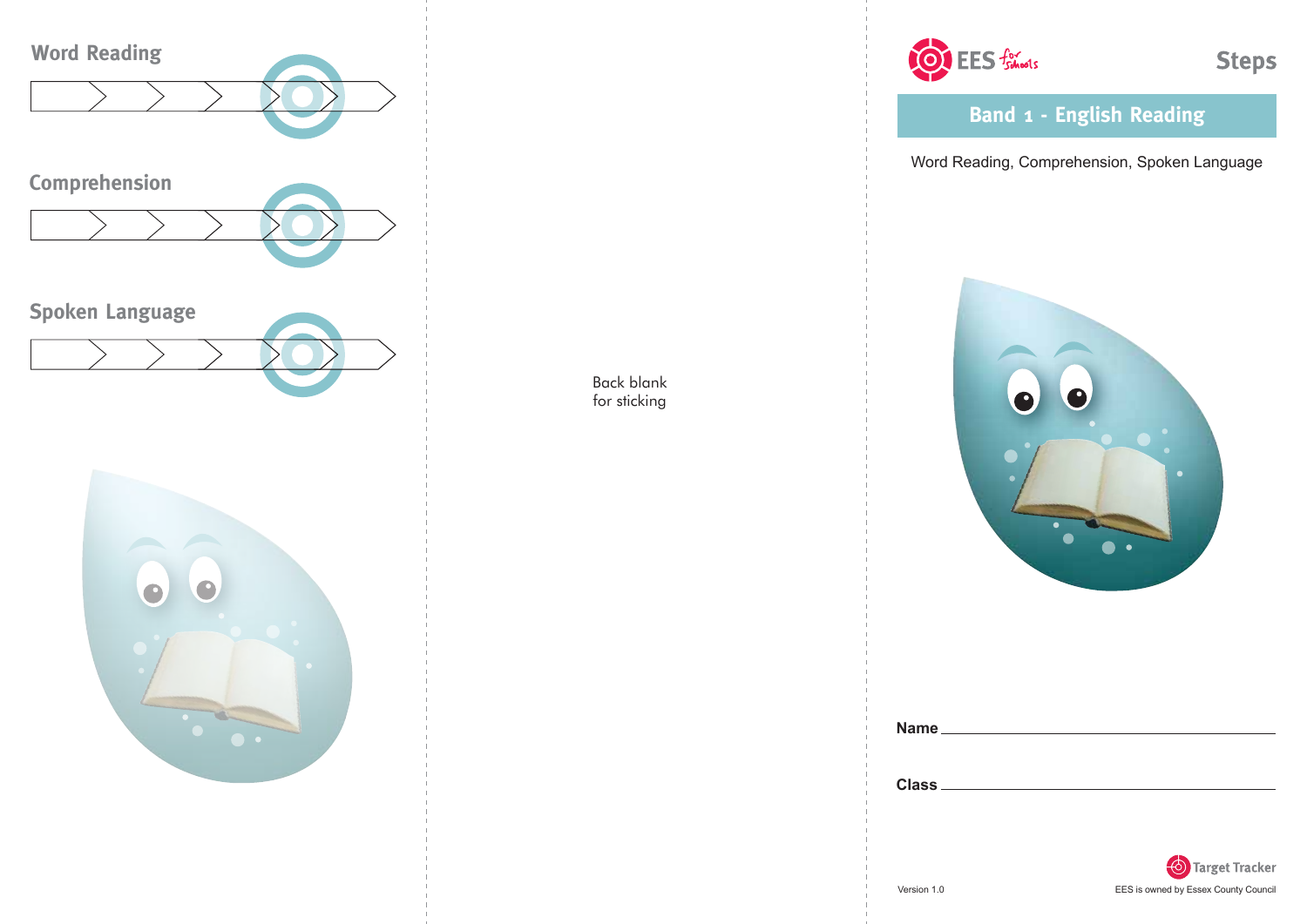## Word Reading

## Comprehension

## Spoken Language

Back blank
for sticking

EES for schools

# Steps

## Band 1 - English Reading

Word Reading, Comprehension, Spoken Language

**Name** ______________________________

**Class** ______________________________

Target Tracker

Version 1.0

EES is owned by Essex County Council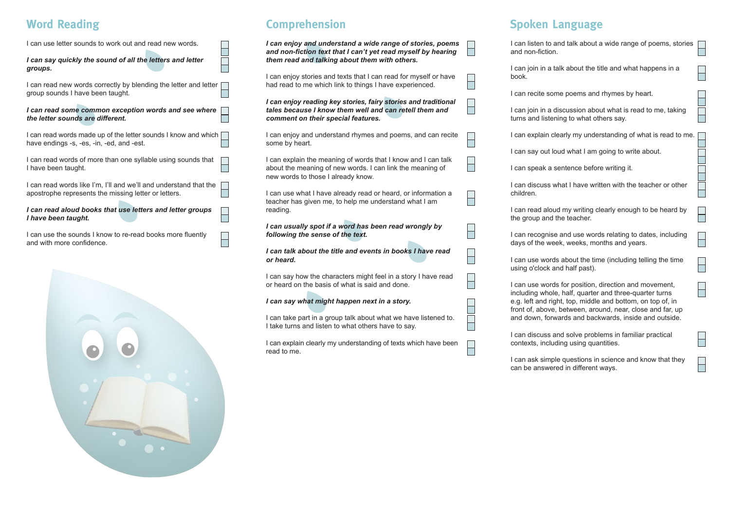## Word Reading

I can use letter sounds to work out and read new words.

***I can say quickly the sound of all the letters and letter groups.***

I can read new words correctly by blending the letter and letter group sounds I have been taught.

***I can read some common exception words and see where the letter sounds are different.***

I can read words made up of the letter sounds I know and which have endings -s, -es, -in, -ed, and -est.

I can read words of more than one syllable using sounds that I have been taught.

I can read words like I'm, I'll and we'll and understand that the apostrophe represents the missing letter or letters.

***I can read aloud books that use letters and letter groups I have been taught.***

I can use the sounds I know to re-read books more fluently and with more confidence.

## Comprehension

***I can enjoy and understand a wide range of stories, poems and non-fiction text that I can't yet read myself by hearing them read and talking about them with others.***

I can enjoy stories and texts that I can read for myself or have had read to me which link to things I have experienced.

***I can enjoy reading key stories, fairy stories and traditional tales because I know them well and can retell them and comment on their special features.***

I can enjoy and understand rhymes and poems, and can recite some by heart.

I can explain the meaning of words that I know and I can talk about the meaning of new words. I can link the meaning of new words to those I already know.

I can use what I have already read or heard, or information a teacher has given me, to help me understand what I am reading.

***I can usually spot if a word has been read wrongly by following the sense of the text.***

***I can talk about the title and events in books I have read or heard.***

I can say how the characters might feel in a story I have read or heard on the basis of what is said and done.

***I can say what might happen next in a story.***

I can take part in a group talk about what we have listened to. I take turns and listen to what others have to say.

I can explain clearly my understanding of texts which have been read to me.

## Spoken Language

I can listen to and talk about a wide range of poems, stories and non-fiction.

I can join in a talk about the title and what happens in a book.

I can recite some poems and rhymes by heart.

I can join in a discussion about what is read to me, taking turns and listening to what others say.

I can explain clearly my understanding of what is read to me.

I can say out loud what I am going to write about.

I can speak a sentence before writing it.

I can discuss what I have written with the teacher or other children.

I can read aloud my writing clearly enough to be heard by the group and the teacher.

I can recognise and use words relating to dates, including days of the week, weeks, months and years.

I can use words about the time (including telling the time using o'clock and half past).

I can use words for position, direction and movement, including whole, half, quarter and three-quarter turns e.g. left and right, top, middle and bottom, on top of, in front of, above, between, around, near, close and far, up and down, forwards and backwards, inside and outside.

I can discuss and solve problems in familiar practical contexts, including using quantities.

I can ask simple questions in science and know that they can be answered in different ways.